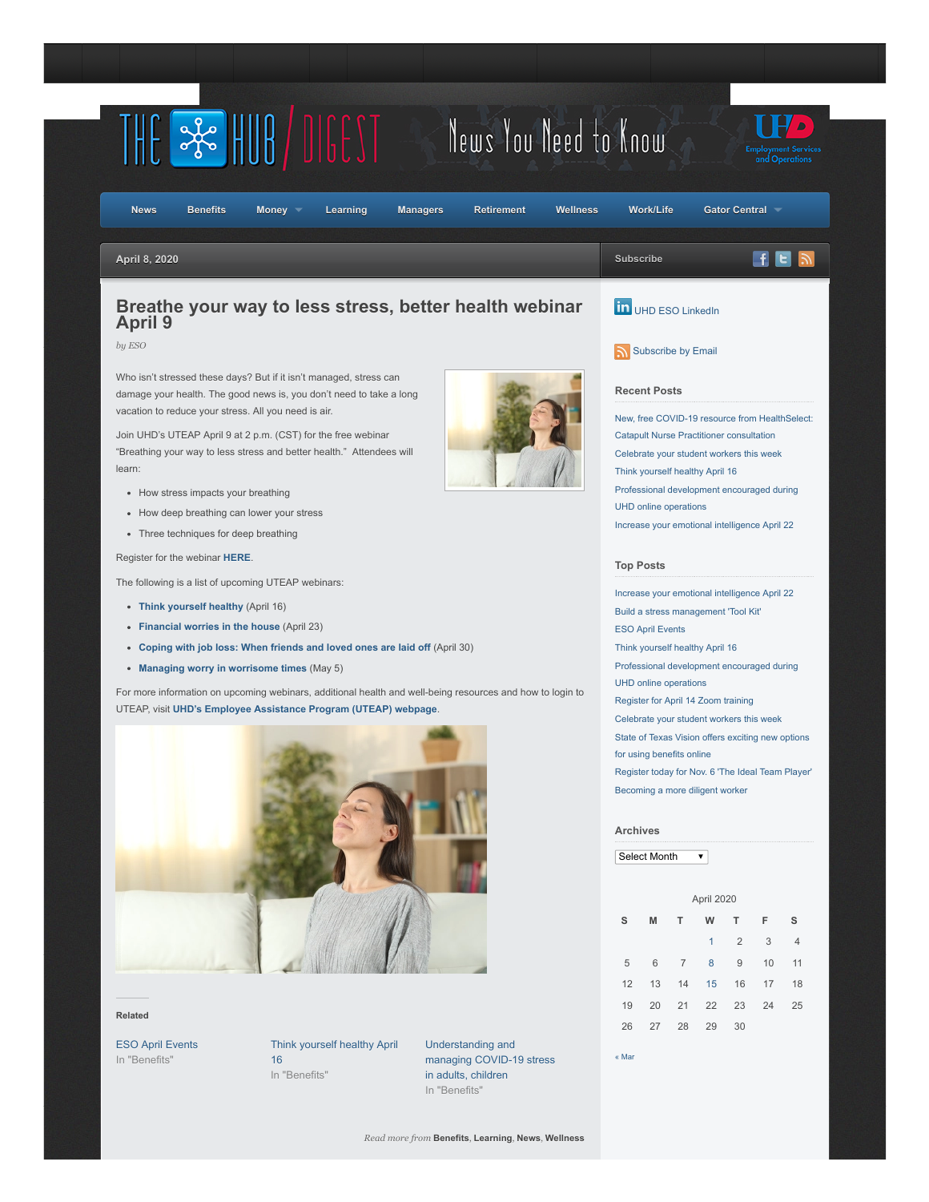THE HUB / DIGEST — News You Need to Know

UHD Employment Services and Operations

News | Benefits | Money | Learning | Managers | Retirement | Wellness | Work/Life | Gator Central

April 8, 2020

# Breathe your way to less stress, better health webinar April 9

*by ESO*

Who isn't stressed these days? But if it isn't managed, stress can damage your health. The good news is, you don't need to take a long vacation to reduce your stress. All you need is air.

Join UHD's UTEAP April 9 at 2 p.m. (CST) for the free webinar "Breathing your way to less stress and better health." Attendees will learn:

- How stress impacts your breathing
- How deep breathing can lower your stress
- Three techniques for deep breathing

Register for the webinar **HERE**.

The following is a list of upcoming UTEAP webinars:

- **Think yourself healthy** (April 16)
- **Financial worries in the house** (April 23)
- **Coping with job loss: When friends and loved ones are laid off** (April 30)
- **Managing worry in worrisome times** (May 5)

For more information on upcoming webinars, additional health and well-being resources and how to login to UTEAP, visit **UHD's Employee Assistance Program (UTEAP) webpage**.

### Related

ESO April Events
In "Benefits"

Think yourself healthy April 16
In "Benefits"

Understanding and managing COVID-19 stress in adults, children
In "Benefits"

*Read more from* **Benefits**, **Learning**, **News**, **Wellness**

---

Subscribe

UHD ESO LinkedIn

Subscribe by Email

### Recent Posts

- New, free COVID-19 resource from HealthSelect: Catapult Nurse Practitioner consultation
- Celebrate your student workers this week
- Think yourself healthy April 16
- Professional development encouraged during UHD online operations
- Increase your emotional intelligence April 22

### Top Posts

- Increase your emotional intelligence April 22
- Build a stress management 'Tool Kit'
- ESO April Events
- Think yourself healthy April 16
- Professional development encouraged during UHD online operations
- Register for April 14 Zoom training
- Celebrate your student workers this week
- State of Texas Vision offers exciting new options for using benefits online
- Register today for Nov. 6 'The Ideal Team Player'
- Becoming a more diligent worker

### Archives

Select Month

April 2020

| S | M | T | W | T | F | S |
|---|---|---|---|---|---|---|
| | | | 1 | 2 | 3 | 4 |
| 5 | 6 | 7 | 8 | 9 | 10 | 11 |
| 12 | 13 | 14 | 15 | 16 | 17 | 18 |
| 19 | 20 | 21 | 22 | 23 | 24 | 25 |
| 26 | 27 | 28 | 29 | 30 | | |

« Mar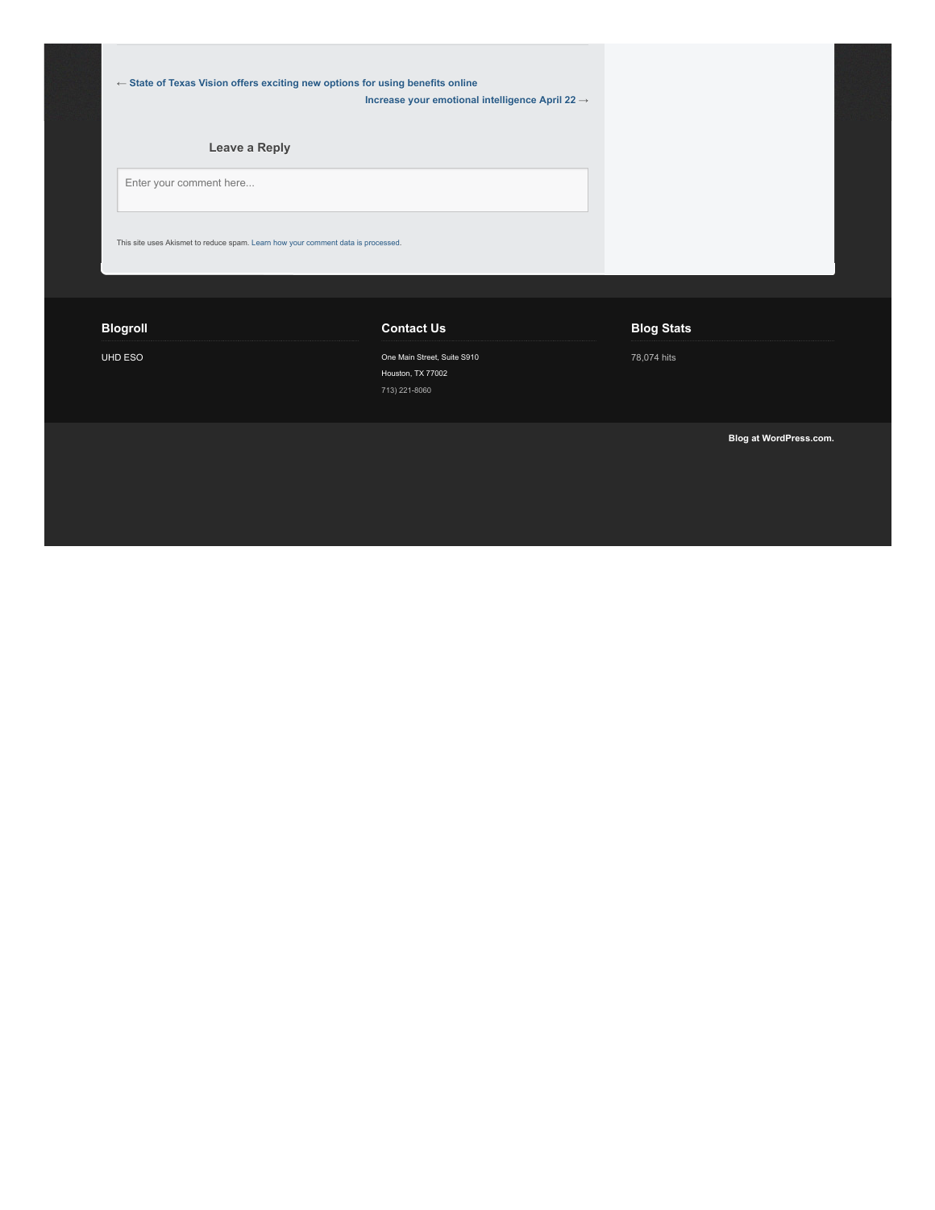← State of Texas Vision offers exciting new options for using benefits online

Increase your emotional intelligence April 22 →

### Leave a Reply

Enter your comment here...

This site uses Akismet to reduce spam. Learn how your comment data is processed.

### Blogroll

UHD ESO

### Contact Us

One Main Street, Suite S910

Houston, TX 77002

713) 221-8060

### Blog Stats

78,074 hits

Blog at WordPress.com.